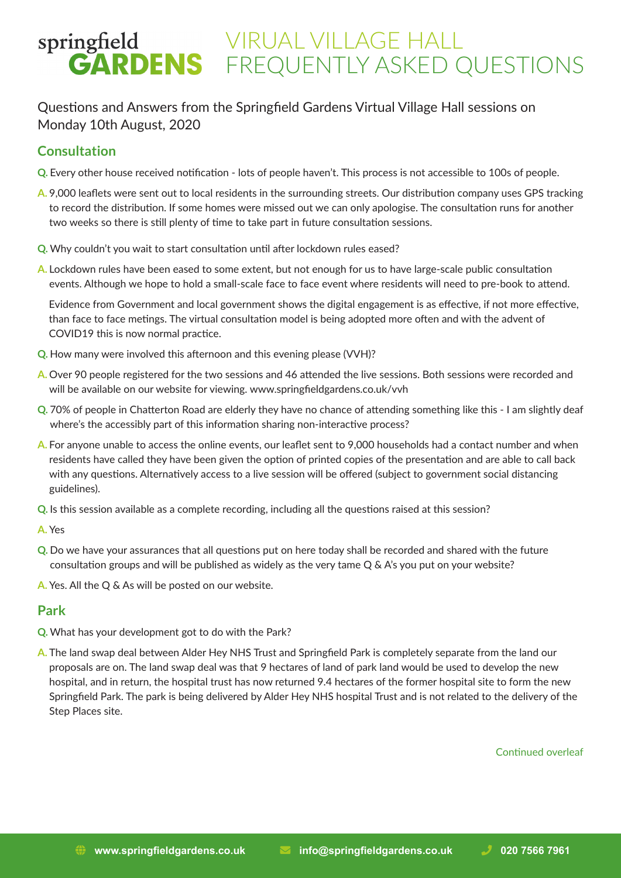# springfield GARDENS VIRUAL VILLAGE HALL FREQUENTLY ASKED QUESTIONS

Questions and Answers from the Springfield Gardens Virtual Village Hall sessions on Monday 10th August, 2020

## Consultation

**Q.** Every other house received notification - lots of people haven't. This process is not accessible to 100s of people.

**A.** 9,000 leaflets were sent out to local residents in the surrounding streets. Our distribution company uses GPS tracking to record the distribution. If some homes were missed out we can only apologise. The consultation runs for another two weeks so there is still plenty of time to take part in future consultation sessions.

**Q.** Why couldn't you wait to start consultation until after lockdown rules eased?

**A.** Lockdown rules have been eased to some extent, but not enough for us to have large-scale public consultation events. Although we hope to hold a small-scale face to face event where residents will need to pre-book to attend.

Evidence from Government and local government shows the digital engagement is as effective, if not more effective, than face to face metings. The virtual consultation model is being adopted more often and with the advent of COVID19 this is now normal practice.

**Q.** How many were involved this afternoon and this evening please (VVH)?

**A.** Over 90 people registered for the two sessions and 46 attended the live sessions. Both sessions were recorded and will be available on our website for viewing. www.springfieldgardens.co.uk/vvh

**Q.** 70% of people in Chatterton Road are elderly they have no chance of attending something like this - I am slightly deaf where's the accessibly part of this information sharing non-interactive process?

**A.** For anyone unable to access the online events, our leaflet sent to 9,000 households had a contact number and when residents have called they have been given the option of printed copies of the presentation and are able to call back with any questions. Alternatively access to a live session will be offered (subject to government social distancing guidelines).

**Q.** Is this session available as a complete recording, including all the questions raised at this session?

**A.** Yes

**Q.** Do we have your assurances that all questions put on here today shall be recorded and shared with the future consultation groups and will be published as widely as the very tame Q & A's you put on your website?

**A.** Yes. All the Q & As will be posted on our website.

## Park

**Q.** What has your development got to do with the Park?

**A.** The land swap deal between Alder Hey NHS Trust and Springfield Park is completely separate from the land our proposals are on. The land swap deal was that 9 hectares of land of park land would be used to develop the new hospital, and in return, the hospital trust has now returned 9.4 hectares of the former hospital site to form the new Springfield Park. The park is being delivered by Alder Hey NHS hospital Trust and is not related to the delivery of the Step Places site.

Continued overleaf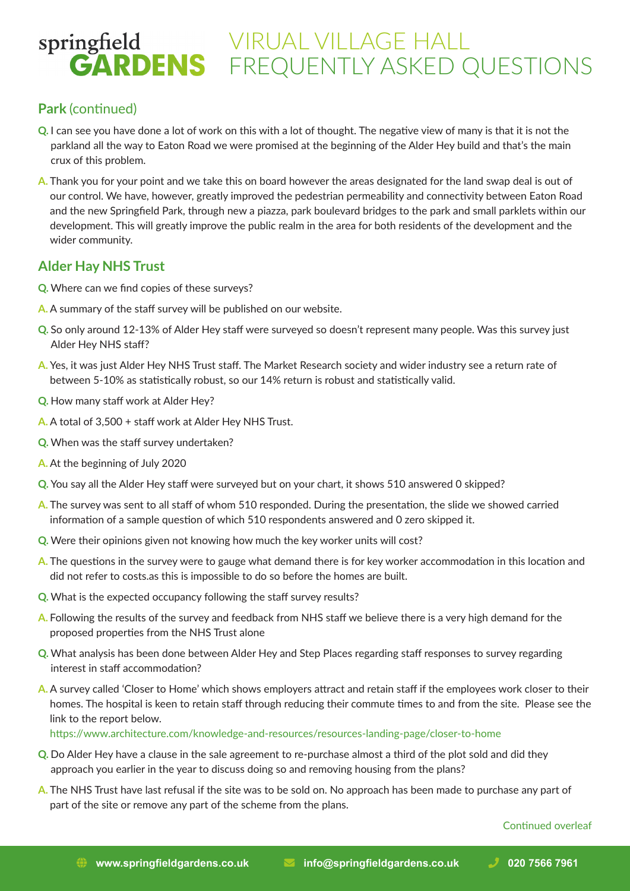# VIRUAL VILLAGE HALL FREQUENTLY ASKED QUESTIONS

## Park (continued)

**Q.** I can see you have done a lot of work on this with a lot of thought. The negative view of many is that it is not the parkland all the way to Eaton Road we were promised at the beginning of the Alder Hey build and that's the main crux of this problem.

**A.** Thank you for your point and we take this on board however the areas designated for the land swap deal is out of our control. We have, however, greatly improved the pedestrian permeability and connectivity between Eaton Road and the new Springfield Park, through new a piazza, park boulevard bridges to the park and small parklets within our development. This will greatly improve the public realm in the area for both residents of the development and the wider community.

## Alder Hay NHS Trust

**Q.** Where can we find copies of these surveys?

**A.** A summary of the staff survey will be published on our website.

**Q.** So only around 12-13% of Alder Hey staff were surveyed so doesn't represent many people. Was this survey just Alder Hey NHS staff?

**A.** Yes, it was just Alder Hey NHS Trust staff. The Market Research society and wider industry see a return rate of between 5-10% as statistically robust, so our 14% return is robust and statistically valid.

**Q.** How many staff work at Alder Hey?

**A.** A total of 3,500 + staff work at Alder Hey NHS Trust.

**Q.** When was the staff survey undertaken?

**A.** At the beginning of July 2020

**Q.** You say all the Alder Hey staff were surveyed but on your chart, it shows 510 answered 0 skipped?

**A.** The survey was sent to all staff of whom 510 responded. During the presentation, the slide we showed carried information of a sample question of which 510 respondents answered and 0 zero skipped it.

**Q.** Were their opinions given not knowing how much the key worker units will cost?

**A.** The questions in the survey were to gauge what demand there is for key worker accommodation in this location and did not refer to costs.as this is impossible to do so before the homes are built.

**Q.** What is the expected occupancy following the staff survey results?

**A.** Following the results of the survey and feedback from NHS staff we believe there is a very high demand for the proposed properties from the NHS Trust alone

**Q.** What analysis has been done between Alder Hey and Step Places regarding staff responses to survey regarding interest in staff accommodation?

**A.** A survey called 'Closer to Home' which shows employers attract and retain staff if the employees work closer to their homes. The hospital is keen to retain staff through reducing their commute times to and from the site. Please see the link to the report below.
https://www.architecture.com/knowledge-and-resources/resources-landing-page/closer-to-home

**Q.** Do Alder Hey have a clause in the sale agreement to re-purchase almost a third of the plot sold and did they approach you earlier in the year to discuss doing so and removing housing from the plans?

**A.** The NHS Trust have last refusal if the site was to be sold on. No approach has been made to purchase any part of part of the site or remove any part of the scheme from the plans.

Continued overleaf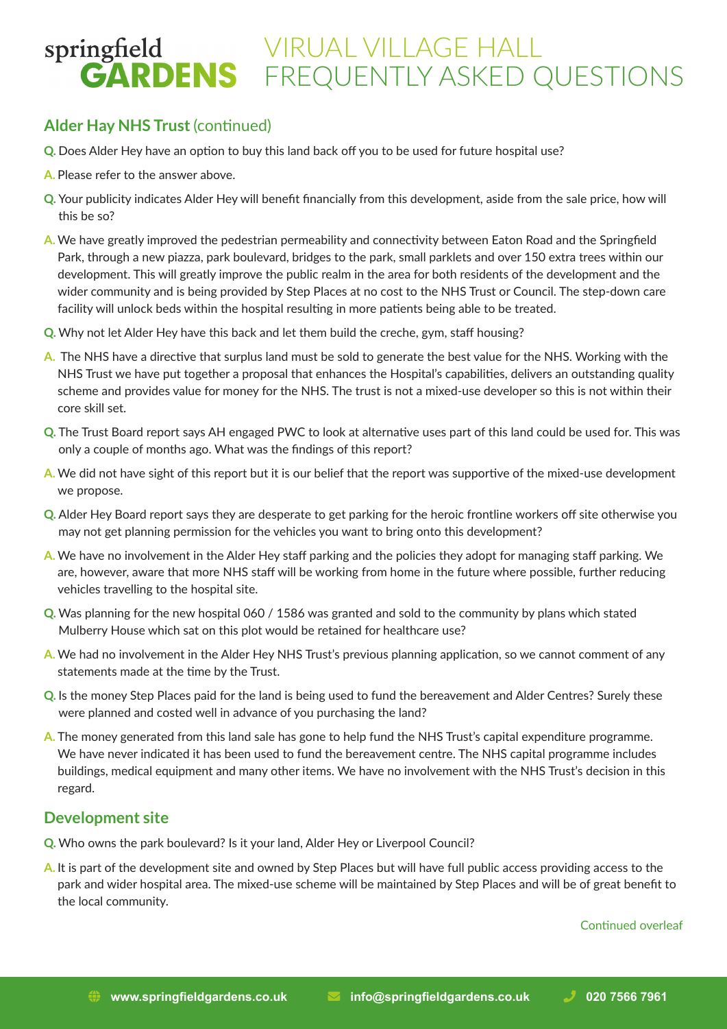# VIRUAL VILLAGE HALL FREQUENTLY ASKED QUESTIONS

## Alder Hay NHS Trust (continued)

**Q.** Does Alder Hey have an option to buy this land back off you to be used for future hospital use?

**A.** Please refer to the answer above.

**Q.** Your publicity indicates Alder Hey will benefit financially from this development, aside from the sale price, how will this be so?

**A.** We have greatly improved the pedestrian permeability and connectivity between Eaton Road and the Springfield Park, through a new piazza, park boulevard, bridges to the park, small parklets and over 150 extra trees within our development. This will greatly improve the public realm in the area for both residents of the development and the wider community and is being provided by Step Places at no cost to the NHS Trust or Council. The step-down care facility will unlock beds within the hospital resulting in more patients being able to be treated.

**Q.** Why not let Alder Hey have this back and let them build the creche, gym, staff housing?

**A.** The NHS have a directive that surplus land must be sold to generate the best value for the NHS. Working with the NHS Trust we have put together a proposal that enhances the Hospital's capabilities, delivers an outstanding quality scheme and provides value for money for the NHS. The trust is not a mixed-use developer so this is not within their core skill set.

**Q.** The Trust Board report says AH engaged PWC to look at alternative uses part of this land could be used for. This was only a couple of months ago. What was the findings of this report?

**A.** We did not have sight of this report but it is our belief that the report was supportive of the mixed-use development we propose.

**Q.** Alder Hey Board report says they are desperate to get parking for the heroic frontline workers off site otherwise you may not get planning permission for the vehicles you want to bring onto this development?

**A.** We have no involvement in the Alder Hey staff parking and the policies they adopt for managing staff parking. We are, however, aware that more NHS staff will be working from home in the future where possible, further reducing vehicles travelling to the hospital site.

**Q.** Was planning for the new hospital 060 / 1586 was granted and sold to the community by plans which stated Mulberry House which sat on this plot would be retained for healthcare use?

**A.** We had no involvement in the Alder Hey NHS Trust's previous planning application, so we cannot comment of any statements made at the time by the Trust.

**Q.** Is the money Step Places paid for the land is being used to fund the bereavement and Alder Centres? Surely these were planned and costed well in advance of you purchasing the land?

**A.** The money generated from this land sale has gone to help fund the NHS Trust's capital expenditure programme. We have never indicated it has been used to fund the bereavement centre. The NHS capital programme includes buildings, medical equipment and many other items. We have no involvement with the NHS Trust's decision in this regard.

## Development site

**Q.** Who owns the park boulevard? Is it your land, Alder Hey or Liverpool Council?

**A.** It is part of the development site and owned by Step Places but will have full public access providing access to the park and wider hospital area. The mixed-use scheme will be maintained by Step Places and will be of great benefit to the local community.

Continued overleaf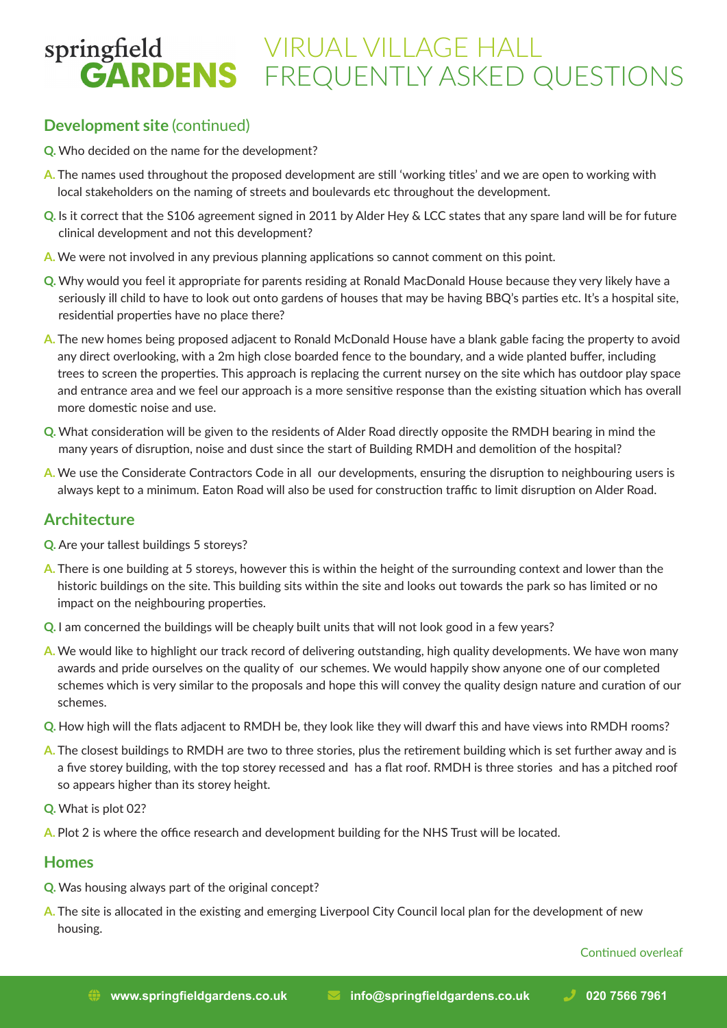# springfield GARDENS — VIRUAL VILLAGE HALL FREQUENTLY ASKED QUESTIONS

## Development site (continued)

**Q.** Who decided on the name for the development?

**A.** The names used throughout the proposed development are still 'working titles' and we are open to working with local stakeholders on the naming of streets and boulevards etc throughout the development.

**Q.** Is it correct that the S106 agreement signed in 2011 by Alder Hey & LCC states that any spare land will be for future clinical development and not this development?

**A.** We were not involved in any previous planning applications so cannot comment on this point.

**Q.** Why would you feel it appropriate for parents residing at Ronald MacDonald House because they very likely have a seriously ill child to have to look out onto gardens of houses that may be having BBQ's parties etc. It's a hospital site, residential properties have no place there?

**A.** The new homes being proposed adjacent to Ronald McDonald House have a blank gable facing the property to avoid any direct overlooking, with a 2m high close boarded fence to the boundary, and a wide planted buffer, including trees to screen the properties. This approach is replacing the current nursey on the site which has outdoor play space and entrance area and we feel our approach is a more sensitive response than the existing situation which has overall more domestic noise and use.

**Q.** What consideration will be given to the residents of Alder Road directly opposite the RMDH bearing in mind the many years of disruption, noise and dust since the start of Building RMDH and demolition of the hospital?

**A.** We use the Considerate Contractors Code in all our developments, ensuring the disruption to neighbouring users is always kept to a minimum. Eaton Road will also be used for construction traffic to limit disruption on Alder Road.

## Architecture

**Q.** Are your tallest buildings 5 storeys?

**A.** There is one building at 5 storeys, however this is within the height of the surrounding context and lower than the historic buildings on the site. This building sits within the site and looks out towards the park so has limited or no impact on the neighbouring properties.

**Q.** I am concerned the buildings will be cheaply built units that will not look good in a few years?

**A.** We would like to highlight our track record of delivering outstanding, high quality developments. We have won many awards and pride ourselves on the quality of our schemes. We would happily show anyone one of our completed schemes which is very similar to the proposals and hope this will convey the quality design nature and curation of our schemes.

**Q.** How high will the flats adjacent to RMDH be, they look like they will dwarf this and have views into RMDH rooms?

**A.** The closest buildings to RMDH are two to three stories, plus the retirement building which is set further away and is a five storey building, with the top storey recessed and has a flat roof. RMDH is three stories and has a pitched roof so appears higher than its storey height.

**Q.** What is plot 02?

**A.** Plot 2 is where the office research and development building for the NHS Trust will be located.

## Homes

**Q.** Was housing always part of the original concept?

**A.** The site is allocated in the existing and emerging Liverpool City Council local plan for the development of new housing.

Continued overleaf

www.springfieldgardens.co.uk | info@springfieldgardens.co.uk | 020 7566 7961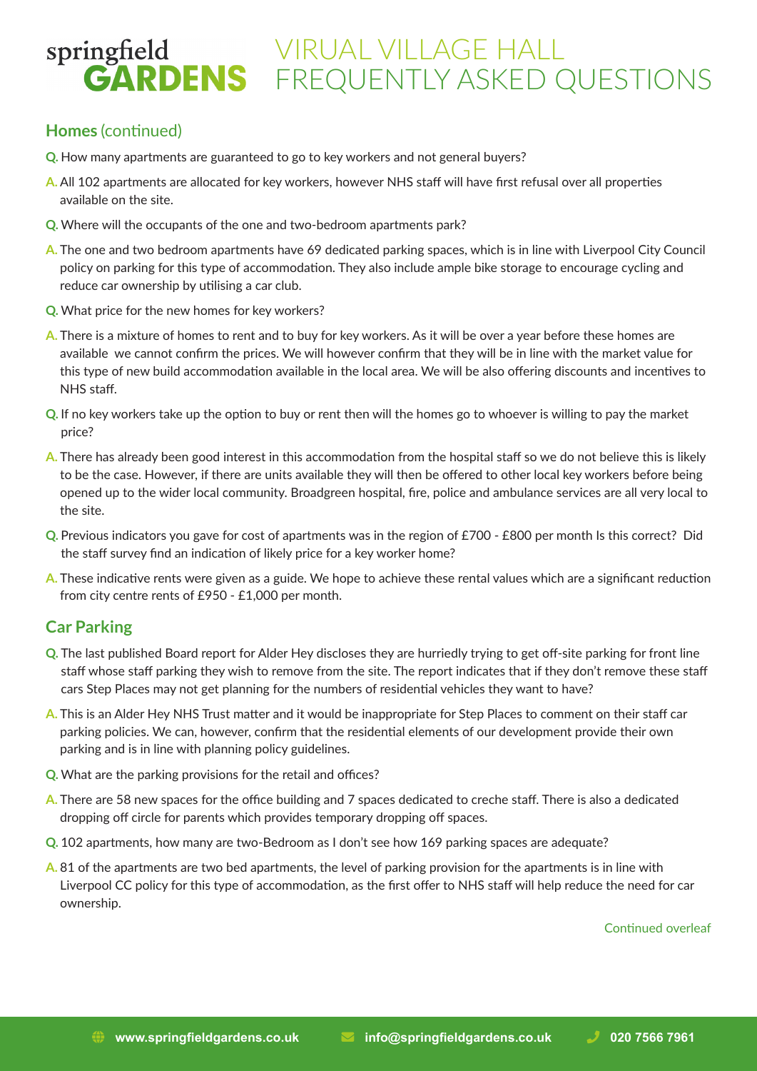# VIRUAL VILLAGE HALL FREQUENTLY ASKED QUESTIONS

## Homes (continued)

**Q.** How many apartments are guaranteed to go to key workers and not general buyers?

**A.** All 102 apartments are allocated for key workers, however NHS staff will have first refusal over all properties available on the site.

**Q.** Where will the occupants of the one and two-bedroom apartments park?

**A.** The one and two bedroom apartments have 69 dedicated parking spaces, which is in line with Liverpool City Council policy on parking for this type of accommodation. They also include ample bike storage to encourage cycling and reduce car ownership by utilising a car club.

**Q.** What price for the new homes for key workers?

**A.** There is a mixture of homes to rent and to buy for key workers. As it will be over a year before these homes are available we cannot confirm the prices. We will however confirm that they will be in line with the market value for this type of new build accommodation available in the local area. We will be also offering discounts and incentives to NHS staff.

**Q.** If no key workers take up the option to buy or rent then will the homes go to whoever is willing to pay the market price?

**A.** There has already been good interest in this accommodation from the hospital staff so we do not believe this is likely to be the case. However, if there are units available they will then be offered to other local key workers before being opened up to the wider local community. Broadgreen hospital, fire, police and ambulance services are all very local to the site.

**Q.** Previous indicators you gave for cost of apartments was in the region of £700 - £800 per month Is this correct? Did the staff survey find an indication of likely price for a key worker home?

**A.** These indicative rents were given as a guide. We hope to achieve these rental values which are a significant reduction from city centre rents of £950 - £1,000 per month.

## Car Parking

**Q.** The last published Board report for Alder Hey discloses they are hurriedly trying to get off-site parking for front line staff whose staff parking they wish to remove from the site. The report indicates that if they don't remove these staff cars Step Places may not get planning for the numbers of residential vehicles they want to have?

**A.** This is an Alder Hey NHS Trust matter and it would be inappropriate for Step Places to comment on their staff car parking policies. We can, however, confirm that the residential elements of our development provide their own parking and is in line with planning policy guidelines.

**Q.** What are the parking provisions for the retail and offices?

**A.** There are 58 new spaces for the office building and 7 spaces dedicated to creche staff. There is also a dedicated dropping off circle for parents which provides temporary dropping off spaces.

**Q.** 102 apartments, how many are two-Bedroom as I don't see how 169 parking spaces are adequate?

**A.** 81 of the apartments are two bed apartments, the level of parking provision for the apartments is in line with Liverpool CC policy for this type of accommodation, as the first offer to NHS staff will help reduce the need for car ownership.

Continued overleaf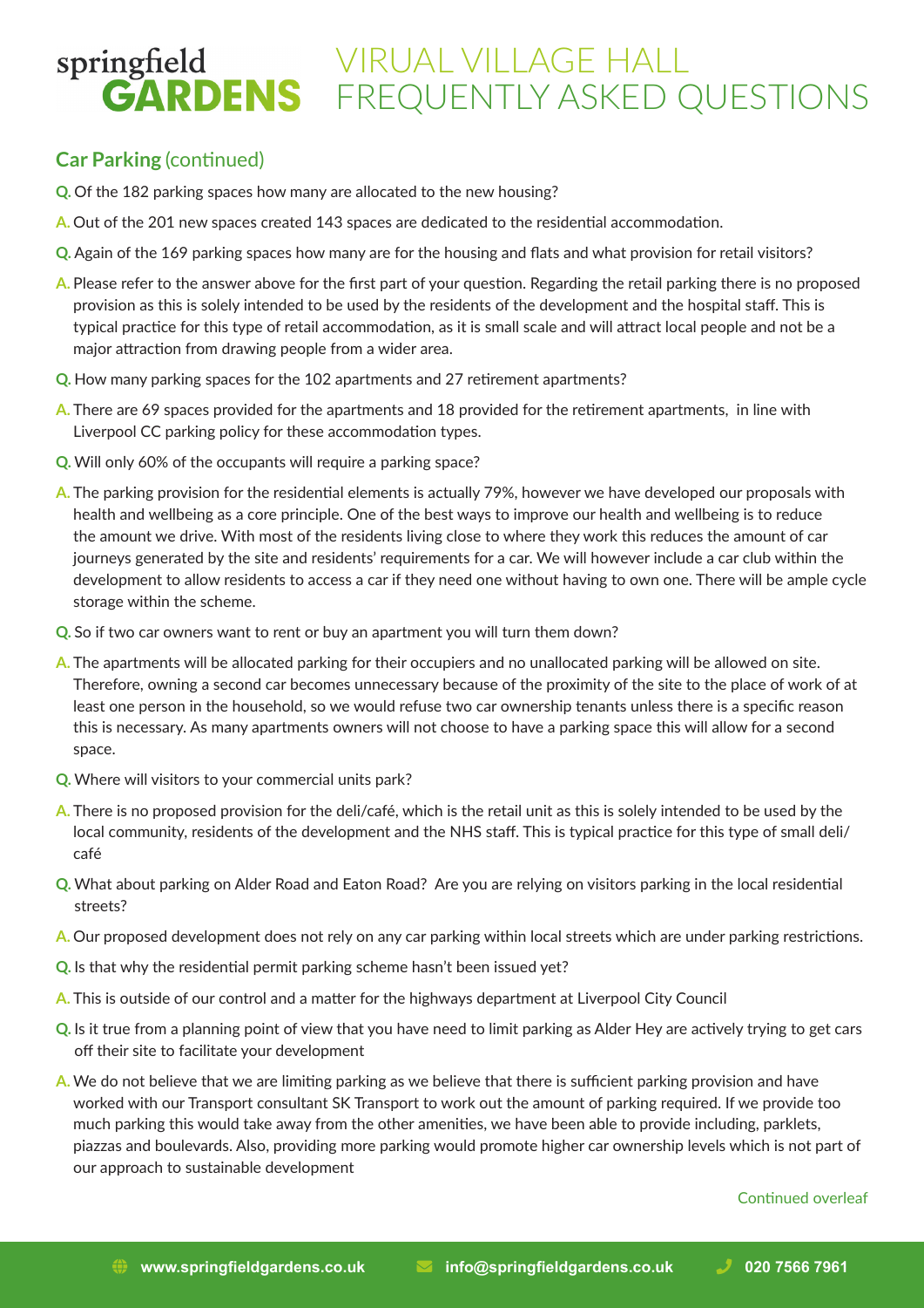# VIRUAL VILLAGE HALL FREQUENTLY ASKED QUESTIONS

## Car Parking (continued)

**Q.** Of the 182 parking spaces how many are allocated to the new housing?

**A.** Out of the 201 new spaces created 143 spaces are dedicated to the residential accommodation.

**Q.** Again of the 169 parking spaces how many are for the housing and flats and what provision for retail visitors?

**A.** Please refer to the answer above for the first part of your question. Regarding the retail parking there is no proposed provision as this is solely intended to be used by the residents of the development and the hospital staff. This is typical practice for this type of retail accommodation, as it is small scale and will attract local people and not be a major attraction from drawing people from a wider area.

**Q.** How many parking spaces for the 102 apartments and 27 retirement apartments?

**A.** There are 69 spaces provided for the apartments and 18 provided for the retirement apartments, in line with Liverpool CC parking policy for these accommodation types.

**Q.** Will only 60% of the occupants will require a parking space?

**A.** The parking provision for the residential elements is actually 79%, however we have developed our proposals with health and wellbeing as a core principle. One of the best ways to improve our health and wellbeing is to reduce the amount we drive. With most of the residents living close to where they work this reduces the amount of car journeys generated by the site and residents' requirements for a car. We will however include a car club within the development to allow residents to access a car if they need one without having to own one. There will be ample cycle storage within the scheme.

**Q.** So if two car owners want to rent or buy an apartment you will turn them down?

**A.** The apartments will be allocated parking for their occupiers and no unallocated parking will be allowed on site. Therefore, owning a second car becomes unnecessary because of the proximity of the site to the place of work of at least one person in the household, so we would refuse two car ownership tenants unless there is a specific reason this is necessary. As many apartments owners will not choose to have a parking space this will allow for a second space.

**Q.** Where will visitors to your commercial units park?

**A.** There is no proposed provision for the deli/café, which is the retail unit as this is solely intended to be used by the local community, residents of the development and the NHS staff. This is typical practice for this type of small deli/café

**Q.** What about parking on Alder Road and Eaton Road? Are you are relying on visitors parking in the local residential streets?

**A.** Our proposed development does not rely on any car parking within local streets which are under parking restrictions.

**Q.** Is that why the residential permit parking scheme hasn't been issued yet?

**A.** This is outside of our control and a matter for the highways department at Liverpool City Council

**Q.** Is it true from a planning point of view that you have need to limit parking as Alder Hey are actively trying to get cars off their site to facilitate your development

**A.** We do not believe that we are limiting parking as we believe that there is sufficient parking provision and have worked with our Transport consultant SK Transport to work out the amount of parking required. If we provide too much parking this would take away from the other amenities, we have been able to provide including, parklets, piazzas and boulevards. Also, providing more parking would promote higher car ownership levels which is not part of our approach to sustainable development

Continued overleaf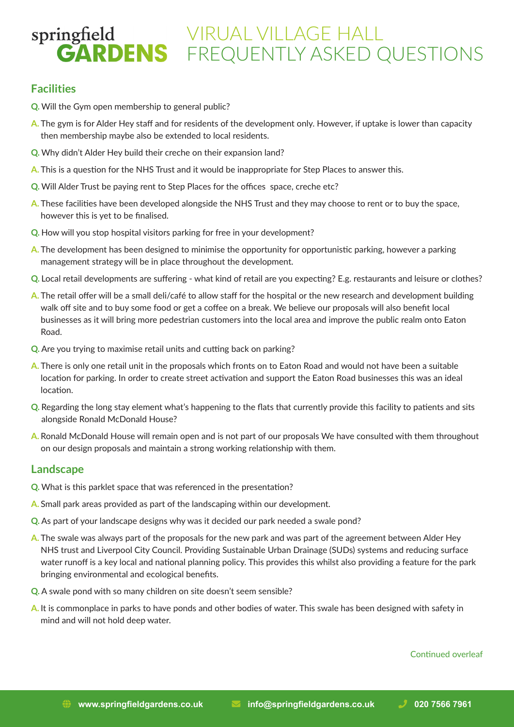springfield **GARDENS**

# VIRUAL VILLAGE HALL FREQUENTLY ASKED QUESTIONS

## Facilities

**Q.** Will the Gym open membership to general public?

**A.** The gym is for Alder Hey staff and for residents of the development only. However, if uptake is lower than capacity then membership maybe also be extended to local residents.

**Q.** Why didn't Alder Hey build their creche on their expansion land?

**A.** This is a question for the NHS Trust and it would be inappropriate for Step Places to answer this.

**Q.** Will Alder Trust be paying rent to Step Places for the offices space, creche etc?

**A.** These facilities have been developed alongside the NHS Trust and they may choose to rent or to buy the space, however this is yet to be finalised.

**Q.** How will you stop hospital visitors parking for free in your development?

**A.** The development has been designed to minimise the opportunity for opportunistic parking, however a parking management strategy will be in place throughout the development.

**Q.** Local retail developments are suffering - what kind of retail are you expecting? E.g. restaurants and leisure or clothes?

**A.** The retail offer will be a small deli/café to allow staff for the hospital or the new research and development building walk off site and to buy some food or get a coffee on a break. We believe our proposals will also benefit local businesses as it will bring more pedestrian customers into the local area and improve the public realm onto Eaton Road.

**Q.** Are you trying to maximise retail units and cutting back on parking?

**A.** There is only one retail unit in the proposals which fronts on to Eaton Road and would not have been a suitable location for parking. In order to create street activation and support the Eaton Road businesses this was an ideal location.

**Q.** Regarding the long stay element what's happening to the flats that currently provide this facility to patients and sits alongside Ronald McDonald House?

**A.** Ronald McDonald House will remain open and is not part of our proposals We have consulted with them throughout on our design proposals and maintain a strong working relationship with them.

## Landscape

**Q.** What is this parklet space that was referenced in the presentation?

**A.** Small park areas provided as part of the landscaping within our development.

**Q.** As part of your landscape designs why was it decided our park needed a swale pond?

**A.** The swale was always part of the proposals for the new park and was part of the agreement between Alder Hey NHS trust and Liverpool City Council. Providing Sustainable Urban Drainage (SUDs) systems and reducing surface water runoff is a key local and national planning policy. This provides this whilst also providing a feature for the park bringing environmental and ecological benefits.

**Q.** A swale pond with so many children on site doesn't seem sensible?

**A.** It is commonplace in parks to have ponds and other bodies of water. This swale has been designed with safety in mind and will not hold deep water.

Continued overleaf

www.springfieldgardens.co.uk info@springfieldgardens.co.uk 020 7566 7961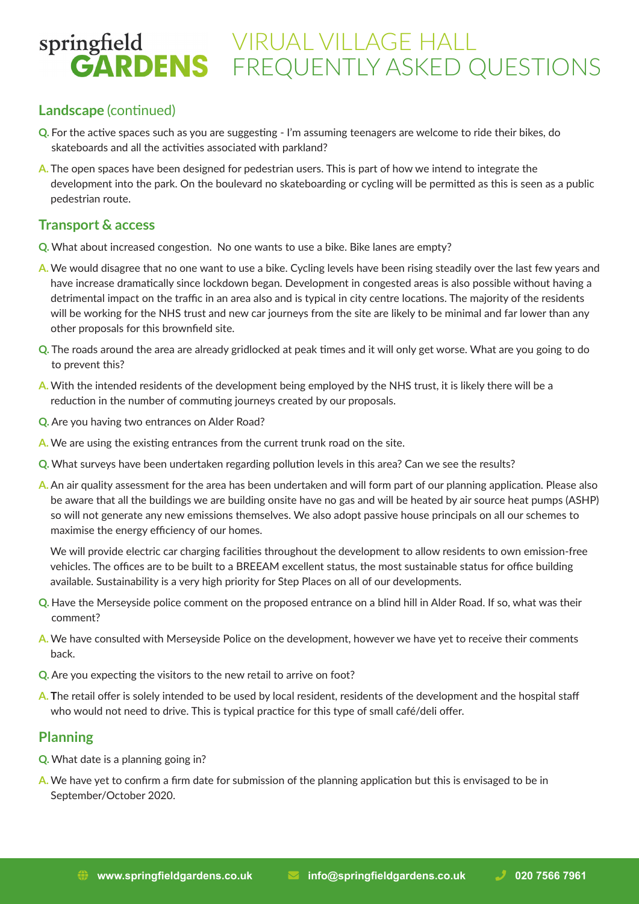## Landscape (continued)

**Q.** For the active spaces such as you are suggesting - I'm assuming teenagers are welcome to ride their bikes, do skateboards and all the activities associated with parkland?

**A.** The open spaces have been designed for pedestrian users. This is part of how we intend to integrate the development into the park. On the boulevard no skateboarding or cycling will be permitted as this is seen as a public pedestrian route.

## Transport & access

**Q.** What about increased congestion.  No one wants to use a bike. Bike lanes are empty?

**A.** We would disagree that no one want to use a bike. Cycling levels have been rising steadily over the last few years and have increase dramatically since lockdown began. Development in congested areas is also possible without having a detrimental impact on the traffic in an area also and is typical in city centre locations. The majority of the residents will be working for the NHS trust and new car journeys from the site are likely to be minimal and far lower than any other proposals for this brownfield site.

**Q.** The roads around the area are already gridlocked at peak times and it will only get worse. What are you going to do to prevent this?

**A.** With the intended residents of the development being employed by the NHS trust, it is likely there will be a reduction in the number of commuting journeys created by our proposals.

**Q.** Are you having two entrances on Alder Road?

**A.** We are using the existing entrances from the current trunk road on the site.

**Q.** What surveys have been undertaken regarding pollution levels in this area? Can we see the results?

**A.** An air quality assessment for the area has been undertaken and will form part of our planning application. Please also be aware that all the buildings we are building onsite have no gas and will be heated by air source heat pumps (ASHP) so will not generate any new emissions themselves. We also adopt passive house principals on all our schemes to maximise the energy efficiency of our homes.

We will provide electric car charging facilities throughout the development to allow residents to own emission-free vehicles. The offices are to be built to a BREEAM excellent status, the most sustainable status for office building available. Sustainability is a very high priority for Step Places on all of our developments.

**Q.** Have the Merseyside police comment on the proposed entrance on a blind hill in Alder Road. If so, what was their comment?

**A.** We have consulted with Merseyside Police on the development, however we have yet to receive their comments back.

**Q.** Are you expecting the visitors to the new retail to arrive on foot?

**A.** The retail offer is solely intended to be used by local resident, residents of the development and the hospital staff who would not need to drive. This is typical practice for this type of small café/deli offer.

## Planning

**Q.** What date is a planning going in?

**A.** We have yet to confirm a firm date for submission of the planning application but this is envisaged to be in September/October 2020.